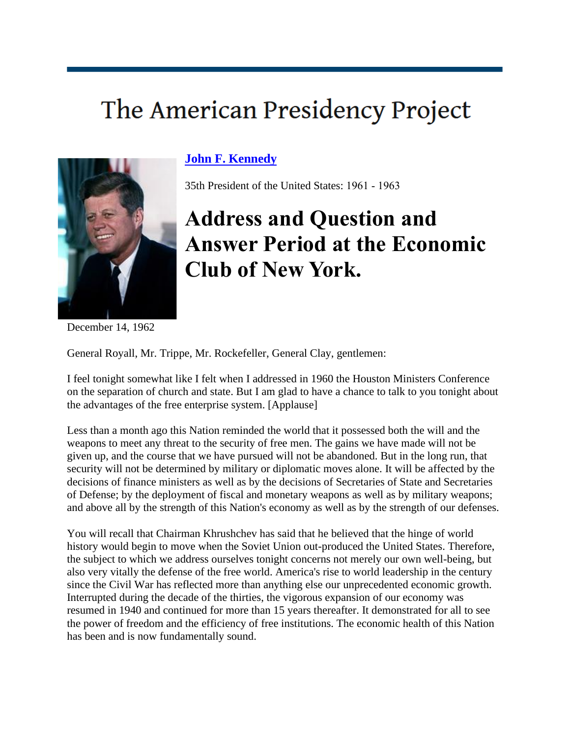# The American Presidency Project

**John F. Kennedy**

35th President of the United States: 1961 - 1963

## Address and Question and Answer Period at the Economic Club of New York.

December 14, 1962

General Royall, Mr. Trippe, Mr. Rockefeller, General Clay, gentlemen:

I feel tonight somewhat like I felt when I addressed in 1960 the Houston Ministers Conference on the separation of church and state. But I am glad to have a chance to talk to you tonight about the advantages of the free enterprise system. [Applause]

Less than a month ago this Nation reminded the world that it possessed both the will and the weapons to meet any threat to the security of free men. The gains we have made will not be given up, and the course that we have pursued will not be abandoned. But in the long run, that security will not be determined by military or diplomatic moves alone. It will be affected by the decisions of finance ministers as well as by the decisions of Secretaries of State and Secretaries of Defense; by the deployment of fiscal and monetary weapons as well as by military weapons; and above all by the strength of this Nation's economy as well as by the strength of our defenses.

You will recall that Chairman Khrushchev has said that he believed that the hinge of world history would begin to move when the Soviet Union out-produced the United States. Therefore, the subject to which we address ourselves tonight concerns not merely our own well-being, but also very vitally the defense of the free world. America's rise to world leadership in the century since the Civil War has reflected more than anything else our unprecedented economic growth. Interrupted during the decade of the thirties, the vigorous expansion of our economy was resumed in 1940 and continued for more than 15 years thereafter. It demonstrated for all to see the power of freedom and the efficiency of free institutions. The economic health of this Nation has been and is now fundamentally sound.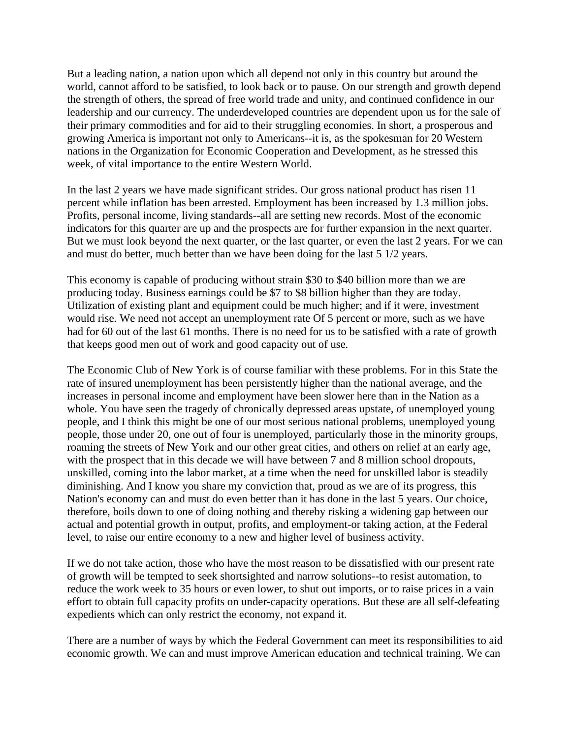But a leading nation, a nation upon which all depend not only in this country but around the world, cannot afford to be satisfied, to look back or to pause. On our strength and growth depend the strength of others, the spread of free world trade and unity, and continued confidence in our leadership and our currency. The underdeveloped countries are dependent upon us for the sale of their primary commodities and for aid to their struggling economies. In short, a prosperous and growing America is important not only to Americans--it is, as the spokesman for 20 Western nations in the Organization for Economic Cooperation and Development, as he stressed this week, of vital importance to the entire Western World.

In the last 2 years we have made significant strides. Our gross national product has risen 11 percent while inflation has been arrested. Employment has been increased by 1.3 million jobs. Profits, personal income, living standards--all are setting new records. Most of the economic indicators for this quarter are up and the prospects are for further expansion in the next quarter. But we must look beyond the next quarter, or the last quarter, or even the last 2 years. For we can and must do better, much better than we have been doing for the last 5 1/2 years.

This economy is capable of producing without strain $30 to $40 billion more than we are producing today. Business earnings could be $7 to $8 billion higher than they are today. Utilization of existing plant and equipment could be much higher; and if it were, investment would rise. We need not accept an unemployment rate Of 5 percent or more, such as we have had for 60 out of the last 61 months. There is no need for us to be satisfied with a rate of growth that keeps good men out of work and good capacity out of use.

The Economic Club of New York is of course familiar with these problems. For in this State the rate of insured unemployment has been persistently higher than the national average, and the increases in personal income and employment have been slower here than in the Nation as a whole. You have seen the tragedy of chronically depressed areas upstate, of unemployed young people, and I think this might be one of our most serious national problems, unemployed young people, those under 20, one out of four is unemployed, particularly those in the minority groups, roaming the streets of New York and our other great cities, and others on relief at an early age, with the prospect that in this decade we will have between 7 and 8 million school dropouts, unskilled, coming into the labor market, at a time when the need for unskilled labor is steadily diminishing. And I know you share my conviction that, proud as we are of its progress, this Nation's economy can and must do even better than it has done in the last 5 years. Our choice, therefore, boils down to one of doing nothing and thereby risking a widening gap between our actual and potential growth in output, profits, and employment-or taking action, at the Federal level, to raise our entire economy to a new and higher level of business activity.

If we do not take action, those who have the most reason to be dissatisfied with our present rate of growth will be tempted to seek shortsighted and narrow solutions--to resist automation, to reduce the work week to 35 hours or even lower, to shut out imports, or to raise prices in a vain effort to obtain full capacity profits on under-capacity operations. But these are all self-defeating expedients which can only restrict the economy, not expand it.

There are a number of ways by which the Federal Government can meet its responsibilities to aid economic growth. We can and must improve American education and technical training. We can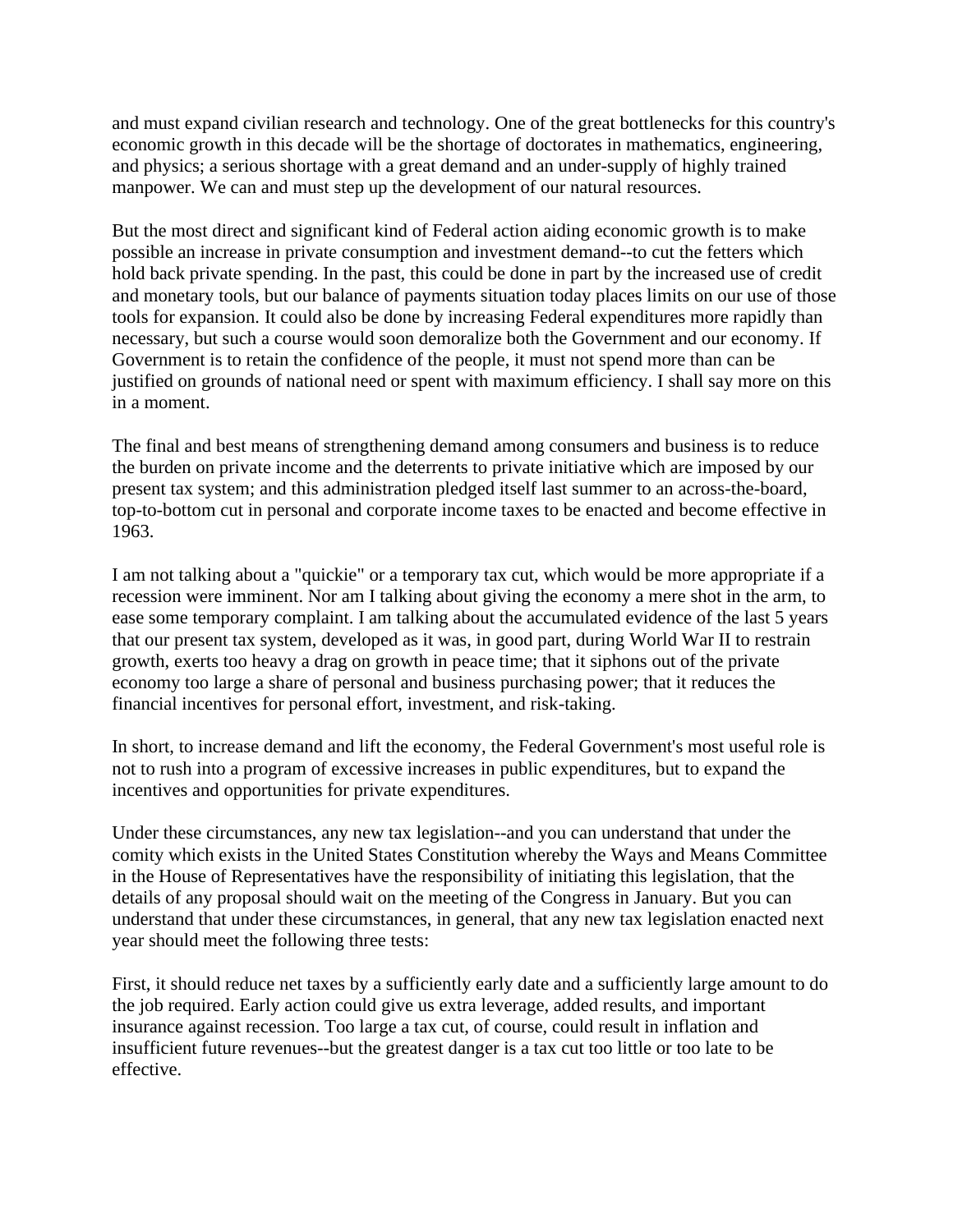and must expand civilian research and technology. One of the great bottlenecks for this country's economic growth in this decade will be the shortage of doctorates in mathematics, engineering, and physics; a serious shortage with a great demand and an under-supply of highly trained manpower. We can and must step up the development of our natural resources.

But the most direct and significant kind of Federal action aiding economic growth is to make possible an increase in private consumption and investment demand--to cut the fetters which hold back private spending. In the past, this could be done in part by the increased use of credit and monetary tools, but our balance of payments situation today places limits on our use of those tools for expansion. It could also be done by increasing Federal expenditures more rapidly than necessary, but such a course would soon demoralize both the Government and our economy. If Government is to retain the confidence of the people, it must not spend more than can be justified on grounds of national need or spent with maximum efficiency. I shall say more on this in a moment.

The final and best means of strengthening demand among consumers and business is to reduce the burden on private income and the deterrents to private initiative which are imposed by our present tax system; and this administration pledged itself last summer to an across-the-board, top-to-bottom cut in personal and corporate income taxes to be enacted and become effective in 1963.

I am not talking about a "quickie" or a temporary tax cut, which would be more appropriate if a recession were imminent. Nor am I talking about giving the economy a mere shot in the arm, to ease some temporary complaint. I am talking about the accumulated evidence of the last 5 years that our present tax system, developed as it was, in good part, during World War II to restrain growth, exerts too heavy a drag on growth in peace time; that it siphons out of the private economy too large a share of personal and business purchasing power; that it reduces the financial incentives for personal effort, investment, and risk-taking.

In short, to increase demand and lift the economy, the Federal Government's most useful role is not to rush into a program of excessive increases in public expenditures, but to expand the incentives and opportunities for private expenditures.

Under these circumstances, any new tax legislation--and you can understand that under the comity which exists in the United States Constitution whereby the Ways and Means Committee in the House of Representatives have the responsibility of initiating this legislation, that the details of any proposal should wait on the meeting of the Congress in January. But you can understand that under these circumstances, in general, that any new tax legislation enacted next year should meet the following three tests:

First, it should reduce net taxes by a sufficiently early date and a sufficiently large amount to do the job required. Early action could give us extra leverage, added results, and important insurance against recession. Too large a tax cut, of course, could result in inflation and insufficient future revenues--but the greatest danger is a tax cut too little or too late to be effective.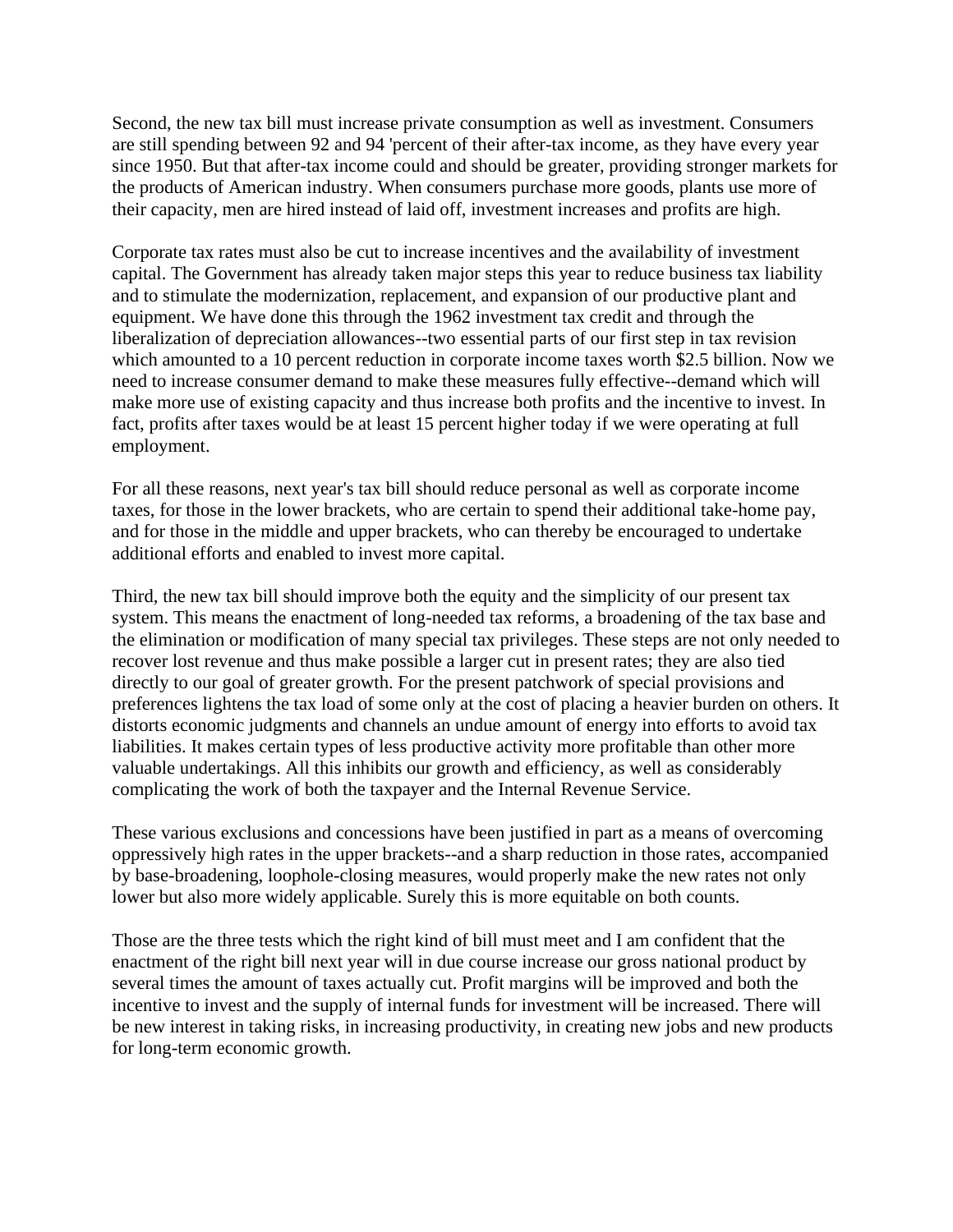Second, the new tax bill must increase private consumption as well as investment. Consumers are still spending between 92 and 94 'percent of their after-tax income, as they have every year since 1950. But that after-tax income could and should be greater, providing stronger markets for the products of American industry. When consumers purchase more goods, plants use more of their capacity, men are hired instead of laid off, investment increases and profits are high.

Corporate tax rates must also be cut to increase incentives and the availability of investment capital. The Government has already taken major steps this year to reduce business tax liability and to stimulate the modernization, replacement, and expansion of our productive plant and equipment. We have done this through the 1962 investment tax credit and through the liberalization of depreciation allowances--two essential parts of our first step in tax revision which amounted to a 10 percent reduction in corporate income taxes worth $2.5 billion. Now we need to increase consumer demand to make these measures fully effective--demand which will make more use of existing capacity and thus increase both profits and the incentive to invest. In fact, profits after taxes would be at least 15 percent higher today if we were operating at full employment.

For all these reasons, next year's tax bill should reduce personal as well as corporate income taxes, for those in the lower brackets, who are certain to spend their additional take-home pay, and for those in the middle and upper brackets, who can thereby be encouraged to undertake additional efforts and enabled to invest more capital.

Third, the new tax bill should improve both the equity and the simplicity of our present tax system. This means the enactment of long-needed tax reforms, a broadening of the tax base and the elimination or modification of many special tax privileges. These steps are not only needed to recover lost revenue and thus make possible a larger cut in present rates; they are also tied directly to our goal of greater growth. For the present patchwork of special provisions and preferences lightens the tax load of some only at the cost of placing a heavier burden on others. It distorts economic judgments and channels an undue amount of energy into efforts to avoid tax liabilities. It makes certain types of less productive activity more profitable than other more valuable undertakings. All this inhibits our growth and efficiency, as well as considerably complicating the work of both the taxpayer and the Internal Revenue Service.

These various exclusions and concessions have been justified in part as a means of overcoming oppressively high rates in the upper brackets--and a sharp reduction in those rates, accompanied by base-broadening, loophole-closing measures, would properly make the new rates not only lower but also more widely applicable. Surely this is more equitable on both counts.

Those are the three tests which the right kind of bill must meet and I am confident that the enactment of the right bill next year will in due course increase our gross national product by several times the amount of taxes actually cut. Profit margins will be improved and both the incentive to invest and the supply of internal funds for investment will be increased. There will be new interest in taking risks, in increasing productivity, in creating new jobs and new products for long-term economic growth.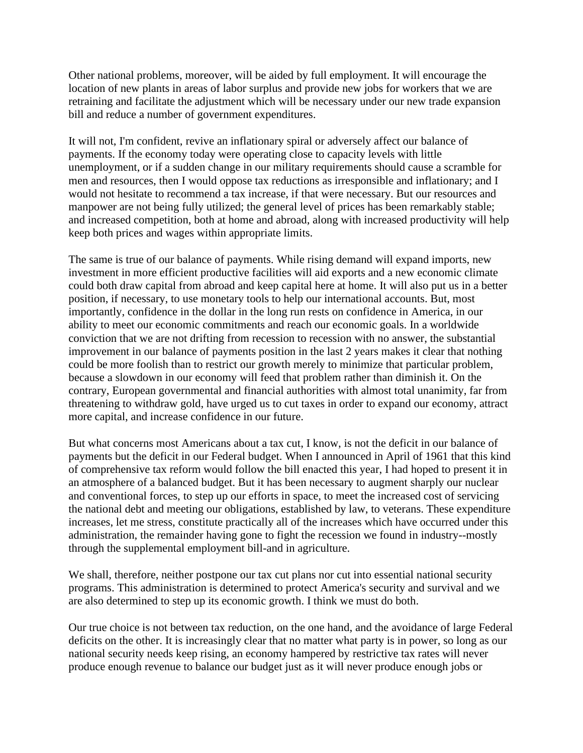Other national problems, moreover, will be aided by full employment. It will encourage the location of new plants in areas of labor surplus and provide new jobs for workers that we are retraining and facilitate the adjustment which will be necessary under our new trade expansion bill and reduce a number of government expenditures.

It will not, I'm confident, revive an inflationary spiral or adversely affect our balance of payments. If the economy today were operating close to capacity levels with little unemployment, or if a sudden change in our military requirements should cause a scramble for men and resources, then I would oppose tax reductions as irresponsible and inflationary; and I would not hesitate to recommend a tax increase, if that were necessary. But our resources and manpower are not being fully utilized; the general level of prices has been remarkably stable; and increased competition, both at home and abroad, along with increased productivity will help keep both prices and wages within appropriate limits.

The same is true of our balance of payments. While rising demand will expand imports, new investment in more efficient productive facilities will aid exports and a new economic climate could both draw capital from abroad and keep capital here at home. It will also put us in a better position, if necessary, to use monetary tools to help our international accounts. But, most importantly, confidence in the dollar in the long run rests on confidence in America, in our ability to meet our economic commitments and reach our economic goals. In a worldwide conviction that we are not drifting from recession to recession with no answer, the substantial improvement in our balance of payments position in the last 2 years makes it clear that nothing could be more foolish than to restrict our growth merely to minimize that particular problem, because a slowdown in our economy will feed that problem rather than diminish it. On the contrary, European governmental and financial authorities with almost total unanimity, far from threatening to withdraw gold, have urged us to cut taxes in order to expand our economy, attract more capital, and increase confidence in our future.

But what concerns most Americans about a tax cut, I know, is not the deficit in our balance of payments but the deficit in our Federal budget. When I announced in April of 1961 that this kind of comprehensive tax reform would follow the bill enacted this year, I had hoped to present it in an atmosphere of a balanced budget. But it has been necessary to augment sharply our nuclear and conventional forces, to step up our efforts in space, to meet the increased cost of servicing the national debt and meeting our obligations, established by law, to veterans. These expenditure increases, let me stress, constitute practically all of the increases which have occurred under this administration, the remainder having gone to fight the recession we found in industry--mostly through the supplemental employment bill-and in agriculture.

We shall, therefore, neither postpone our tax cut plans nor cut into essential national security programs. This administration is determined to protect America's security and survival and we are also determined to step up its economic growth. I think we must do both.

Our true choice is not between tax reduction, on the one hand, and the avoidance of large Federal deficits on the other. It is increasingly clear that no matter what party is in power, so long as our national security needs keep rising, an economy hampered by restrictive tax rates will never produce enough revenue to balance our budget just as it will never produce enough jobs or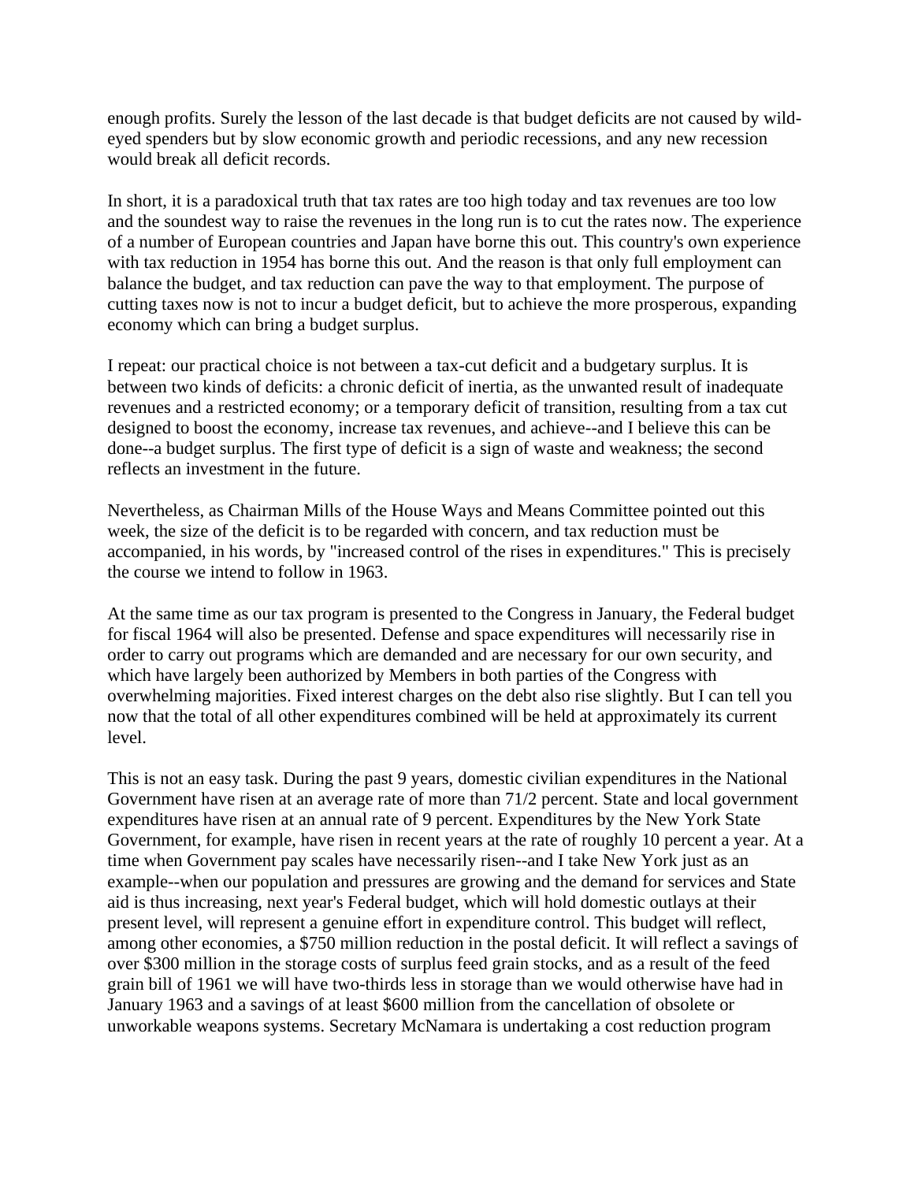enough profits. Surely the lesson of the last decade is that budget deficits are not caused by wild-eyed spenders but by slow economic growth and periodic recessions, and any new recession would break all deficit records.

In short, it is a paradoxical truth that tax rates are too high today and tax revenues are too low and the soundest way to raise the revenues in the long run is to cut the rates now. The experience of a number of European countries and Japan have borne this out. This country's own experience with tax reduction in 1954 has borne this out. And the reason is that only full employment can balance the budget, and tax reduction can pave the way to that employment. The purpose of cutting taxes now is not to incur a budget deficit, but to achieve the more prosperous, expanding economy which can bring a budget surplus.

I repeat: our practical choice is not between a tax-cut deficit and a budgetary surplus. It is between two kinds of deficits: a chronic deficit of inertia, as the unwanted result of inadequate revenues and a restricted economy; or a temporary deficit of transition, resulting from a tax cut designed to boost the economy, increase tax revenues, and achieve--and I believe this can be done--a budget surplus. The first type of deficit is a sign of waste and weakness; the second reflects an investment in the future.

Nevertheless, as Chairman Mills of the House Ways and Means Committee pointed out this week, the size of the deficit is to be regarded with concern, and tax reduction must be accompanied, in his words, by "increased control of the rises in expenditures." This is precisely the course we intend to follow in 1963.

At the same time as our tax program is presented to the Congress in January, the Federal budget for fiscal 1964 will also be presented. Defense and space expenditures will necessarily rise in order to carry out programs which are demanded and are necessary for our own security, and which have largely been authorized by Members in both parties of the Congress with overwhelming majorities. Fixed interest charges on the debt also rise slightly. But I can tell you now that the total of all other expenditures combined will be held at approximately its current level.

This is not an easy task. During the past 9 years, domestic civilian expenditures in the National Government have risen at an average rate of more than 71/2 percent. State and local government expenditures have risen at an annual rate of 9 percent. Expenditures by the New York State Government, for example, have risen in recent years at the rate of roughly 10 percent a year. At a time when Government pay scales have necessarily risen--and I take New York just as an example--when our population and pressures are growing and the demand for services and State aid is thus increasing, next year's Federal budget, which will hold domestic outlays at their present level, will represent a genuine effort in expenditure control. This budget will reflect, among other economies, a $750 million reduction in the postal deficit. It will reflect a savings of over $300 million in the storage costs of surplus feed grain stocks, and as a result of the feed grain bill of 1961 we will have two-thirds less in storage than we would otherwise have had in January 1963 and a savings of at least $600 million from the cancellation of obsolete or unworkable weapons systems. Secretary McNamara is undertaking a cost reduction program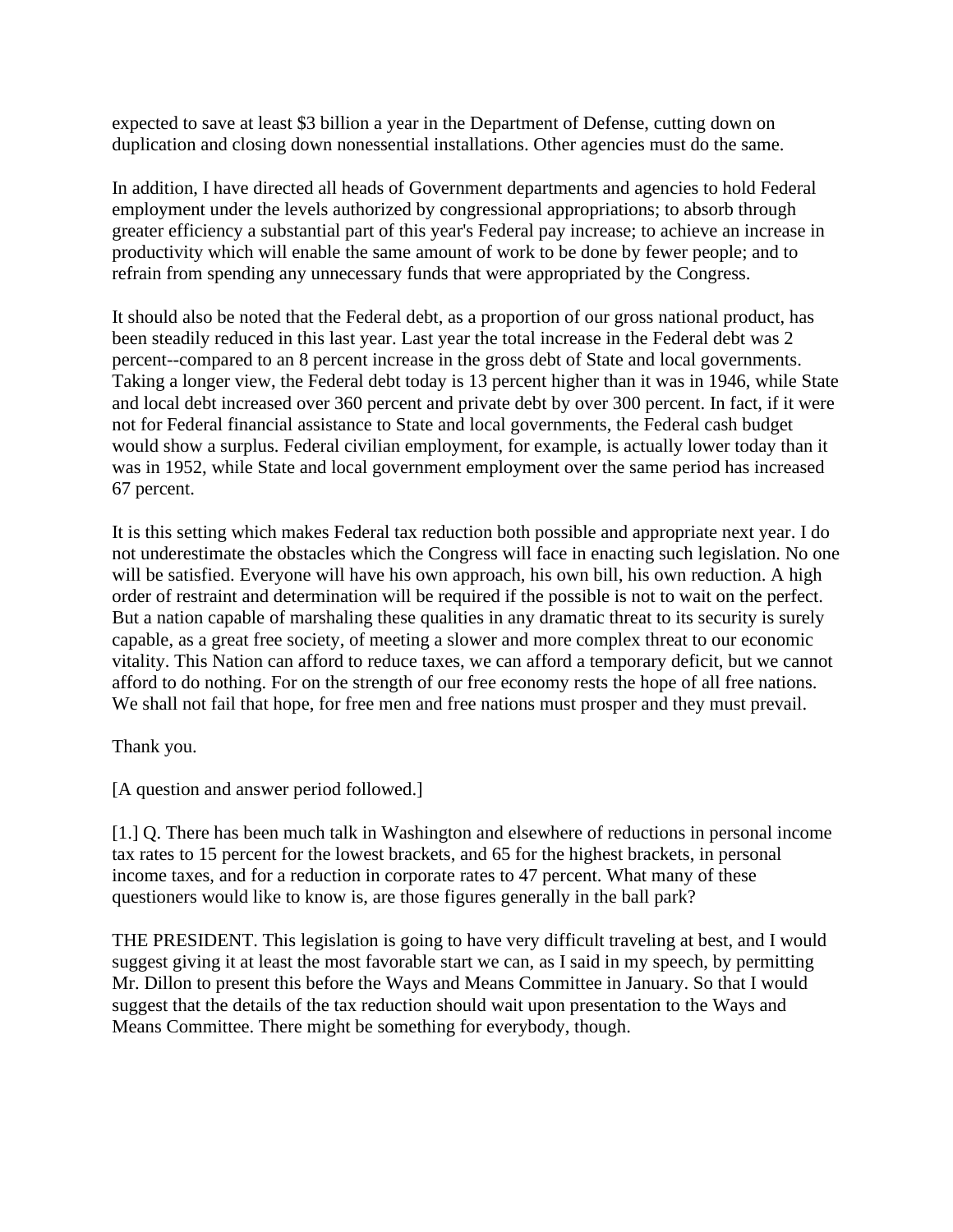expected to save at least $3 billion a year in the Department of Defense, cutting down on duplication and closing down nonessential installations. Other agencies must do the same.

In addition, I have directed all heads of Government departments and agencies to hold Federal employment under the levels authorized by congressional appropriations; to absorb through greater efficiency a substantial part of this year's Federal pay increase; to achieve an increase in productivity which will enable the same amount of work to be done by fewer people; and to refrain from spending any unnecessary funds that were appropriated by the Congress.

It should also be noted that the Federal debt, as a proportion of our gross national product, has been steadily reduced in this last year. Last year the total increase in the Federal debt was 2 percent--compared to an 8 percent increase in the gross debt of State and local governments. Taking a longer view, the Federal debt today is 13 percent higher than it was in 1946, while State and local debt increased over 360 percent and private debt by over 300 percent. In fact, if it were not for Federal financial assistance to State and local governments, the Federal cash budget would show a surplus. Federal civilian employment, for example, is actually lower today than it was in 1952, while State and local government employment over the same period has increased 67 percent.

It is this setting which makes Federal tax reduction both possible and appropriate next year. I do not underestimate the obstacles which the Congress will face in enacting such legislation. No one will be satisfied. Everyone will have his own approach, his own bill, his own reduction. A high order of restraint and determination will be required if the possible is not to wait on the perfect. But a nation capable of marshaling these qualities in any dramatic threat to its security is surely capable, as a great free society, of meeting a slower and more complex threat to our economic vitality. This Nation can afford to reduce taxes, we can afford a temporary deficit, but we cannot afford to do nothing. For on the strength of our free economy rests the hope of all free nations. We shall not fail that hope, for free men and free nations must prosper and they must prevail.

Thank you.

[A question and answer period followed.]

[1.] Q. There has been much talk in Washington and elsewhere of reductions in personal income tax rates to 15 percent for the lowest brackets, and 65 for the highest brackets, in personal income taxes, and for a reduction in corporate rates to 47 percent. What many of these questioners would like to know is, are those figures generally in the ball park?

THE PRESIDENT. This legislation is going to have very difficult traveling at best, and I would suggest giving it at least the most favorable start we can, as I said in my speech, by permitting Mr. Dillon to present this before the Ways and Means Committee in January. So that I would suggest that the details of the tax reduction should wait upon presentation to the Ways and Means Committee. There might be something for everybody, though.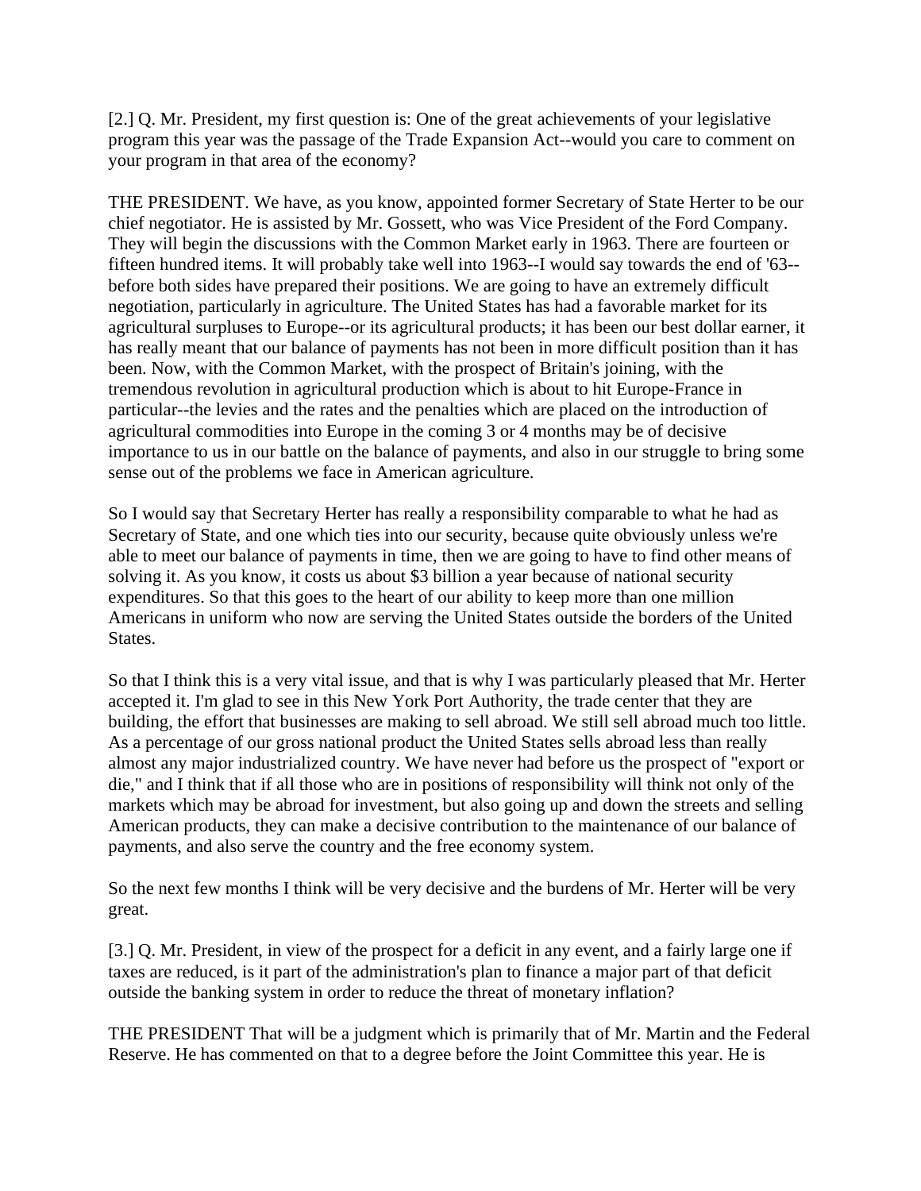[2.] Q. Mr. President, my first question is: One of the great achievements of your legislative program this year was the passage of the Trade Expansion Act--would you care to comment on your program in that area of the economy?

THE PRESIDENT. We have, as you know, appointed former Secretary of State Herter to be our chief negotiator. He is assisted by Mr. Gossett, who was Vice President of the Ford Company. They will begin the discussions with the Common Market early in 1963. There are fourteen or fifteen hundred items. It will probably take well into 1963--I would say towards the end of '63--before both sides have prepared their positions. We are going to have an extremely difficult negotiation, particularly in agriculture. The United States has had a favorable market for its agricultural surpluses to Europe--or its agricultural products; it has been our best dollar earner, it has really meant that our balance of payments has not been in more difficult position than it has been. Now, with the Common Market, with the prospect of Britain's joining, with the tremendous revolution in agricultural production which is about to hit Europe-France in particular--the levies and the rates and the penalties which are placed on the introduction of agricultural commodities into Europe in the coming 3 or 4 months may be of decisive importance to us in our battle on the balance of payments, and also in our struggle to bring some sense out of the problems we face in American agriculture.

So I would say that Secretary Herter has really a responsibility comparable to what he had as Secretary of State, and one which ties into our security, because quite obviously unless we're able to meet our balance of payments in time, then we are going to have to find other means of solving it. As you know, it costs us about $3 billion a year because of national security expenditures. So that this goes to the heart of our ability to keep more than one million Americans in uniform who now are serving the United States outside the borders of the United States.

So that I think this is a very vital issue, and that is why I was particularly pleased that Mr. Herter accepted it. I'm glad to see in this New York Port Authority, the trade center that they are building, the effort that businesses are making to sell abroad. We still sell abroad much too little. As a percentage of our gross national product the United States sells abroad less than really almost any major industrialized country. We have never had before us the prospect of "export or die," and I think that if all those who are in positions of responsibility will think not only of the markets which may be abroad for investment, but also going up and down the streets and selling American products, they can make a decisive contribution to the maintenance of our balance of payments, and also serve the country and the free economy system.

So the next few months I think will be very decisive and the burdens of Mr. Herter will be very great.

[3.] Q. Mr. President, in view of the prospect for a deficit in any event, and a fairly large one if taxes are reduced, is it part of the administration's plan to finance a major part of that deficit outside the banking system in order to reduce the threat of monetary inflation?

THE PRESIDENT That will be a judgment which is primarily that of Mr. Martin and the Federal Reserve. He has commented on that to a degree before the Joint Committee this year. He is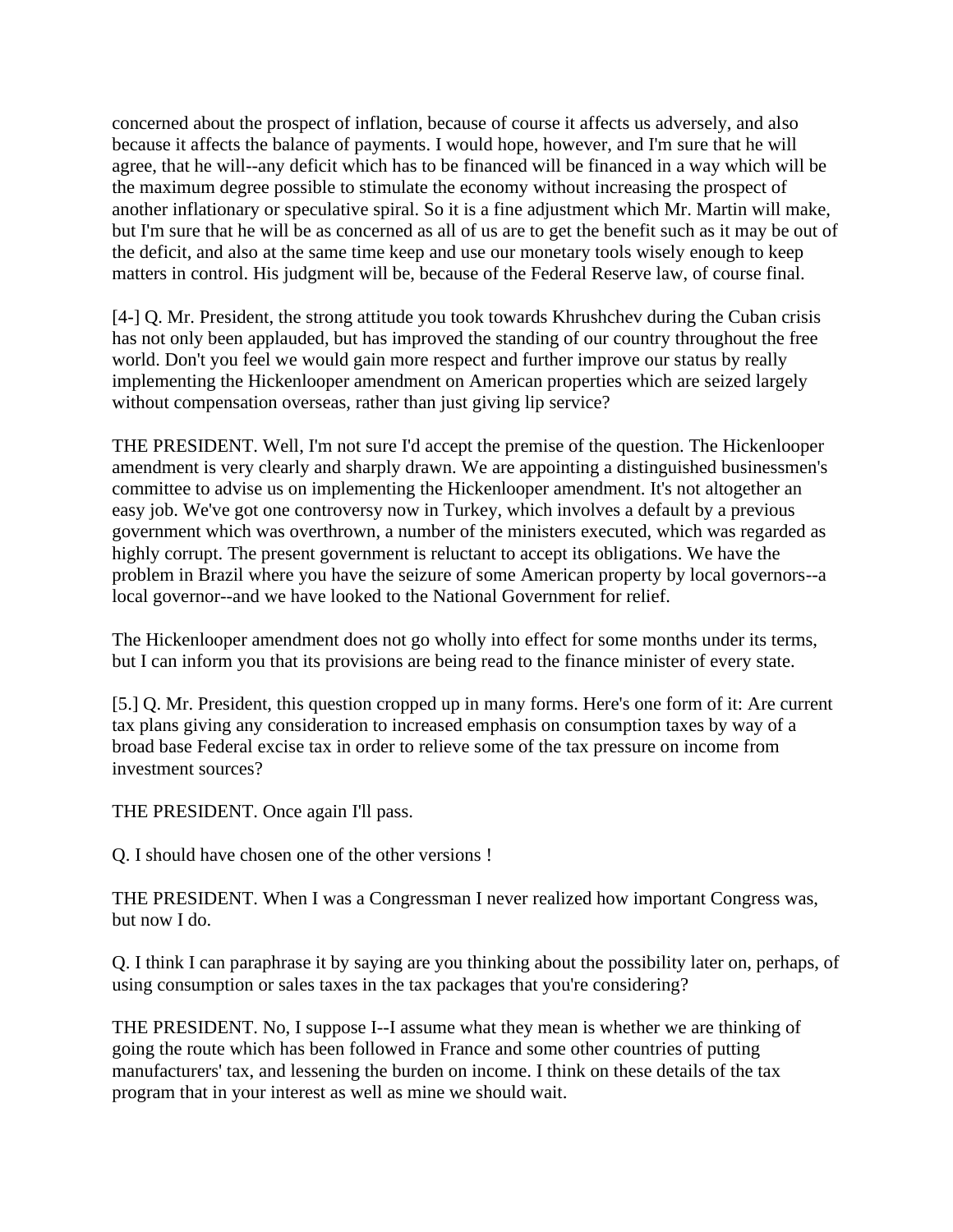concerned about the prospect of inflation, because of course it affects us adversely, and also because it affects the balance of payments. I would hope, however, and I'm sure that he will agree, that he will--any deficit which has to be financed will be financed in a way which will be the maximum degree possible to stimulate the economy without increasing the prospect of another inflationary or speculative spiral. So it is a fine adjustment which Mr. Martin will make, but I'm sure that he will be as concerned as all of us are to get the benefit such as it may be out of the deficit, and also at the same time keep and use our monetary tools wisely enough to keep matters in control. His judgment will be, because of the Federal Reserve law, of course final.

[4-] Q. Mr. President, the strong attitude you took towards Khrushchev during the Cuban crisis has not only been applauded, but has improved the standing of our country throughout the free world. Don't you feel we would gain more respect and further improve our status by really implementing the Hickenlooper amendment on American properties which are seized largely without compensation overseas, rather than just giving lip service?

THE PRESIDENT. Well, I'm not sure I'd accept the premise of the question. The Hickenlooper amendment is very clearly and sharply drawn. We are appointing a distinguished businessmen's committee to advise us on implementing the Hickenlooper amendment. It's not altogether an easy job. We've got one controversy now in Turkey, which involves a default by a previous government which was overthrown, a number of the ministers executed, which was regarded as highly corrupt. The present government is reluctant to accept its obligations. We have the problem in Brazil where you have the seizure of some American property by local governors--a local governor--and we have looked to the National Government for relief.

The Hickenlooper amendment does not go wholly into effect for some months under its terms, but I can inform you that its provisions are being read to the finance minister of every state.

[5.] Q. Mr. President, this question cropped up in many forms. Here's one form of it: Are current tax plans giving any consideration to increased emphasis on consumption taxes by way of a broad base Federal excise tax in order to relieve some of the tax pressure on income from investment sources?

THE PRESIDENT. Once again I'll pass.

Q. I should have chosen one of the other versions !

THE PRESIDENT. When I was a Congressman I never realized how important Congress was, but now I do.

Q. I think I can paraphrase it by saying are you thinking about the possibility later on, perhaps, of using consumption or sales taxes in the tax packages that you're considering?

THE PRESIDENT. No, I suppose I--I assume what they mean is whether we are thinking of going the route which has been followed in France and some other countries of putting manufacturers' tax, and lessening the burden on income. I think on these details of the tax program that in your interest as well as mine we should wait.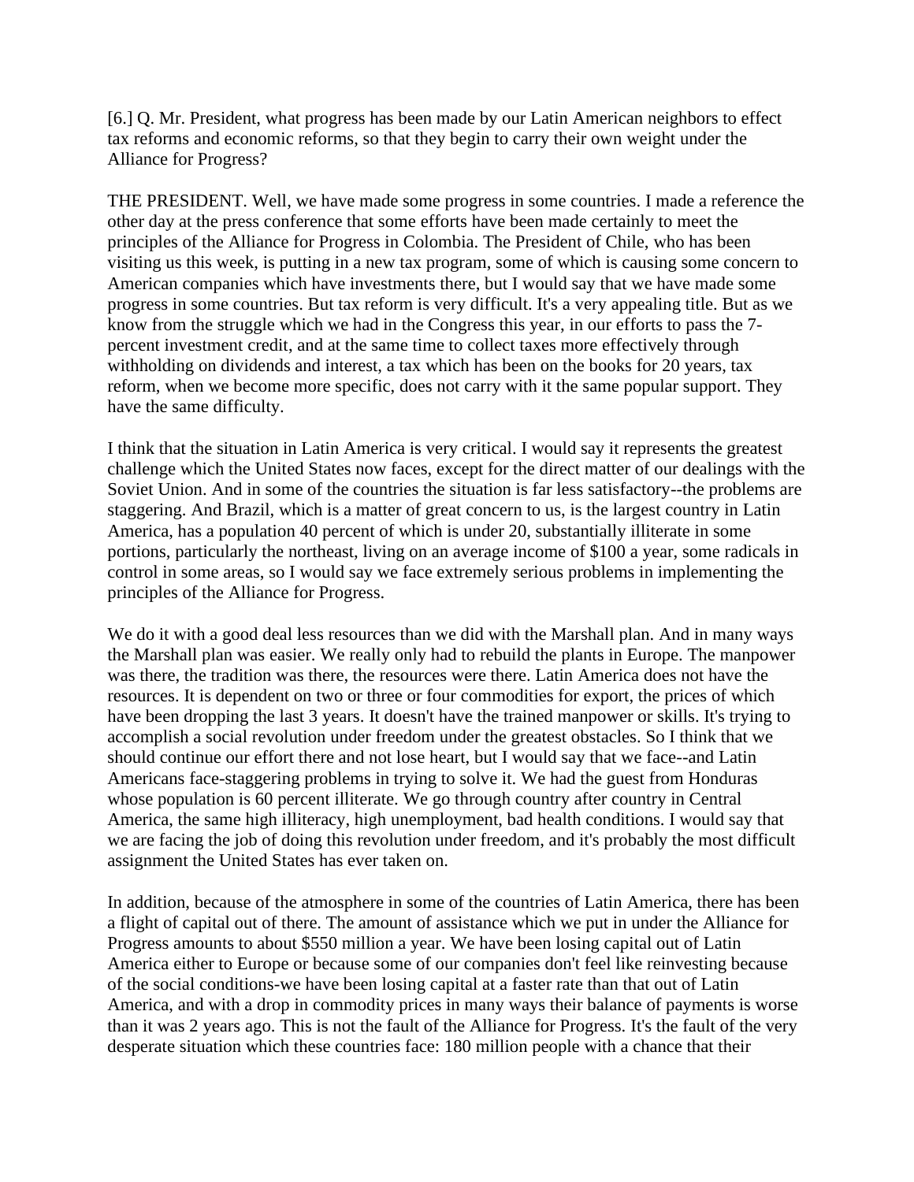[6.] Q. Mr. President, what progress has been made by our Latin American neighbors to effect tax reforms and economic reforms, so that they begin to carry their own weight under the Alliance for Progress?

THE PRESIDENT. Well, we have made some progress in some countries. I made a reference the other day at the press conference that some efforts have been made certainly to meet the principles of the Alliance for Progress in Colombia. The President of Chile, who has been visiting us this week, is putting in a new tax program, some of which is causing some concern to American companies which have investments there, but I would say that we have made some progress in some countries. But tax reform is very difficult. It's a very appealing title. But as we know from the struggle which we had in the Congress this year, in our efforts to pass the 7-percent investment credit, and at the same time to collect taxes more effectively through withholding on dividends and interest, a tax which has been on the books for 20 years, tax reform, when we become more specific, does not carry with it the same popular support. They have the same difficulty.

I think that the situation in Latin America is very critical. I would say it represents the greatest challenge which the United States now faces, except for the direct matter of our dealings with the Soviet Union. And in some of the countries the situation is far less satisfactory--the problems are staggering. And Brazil, which is a matter of great concern to us, is the largest country in Latin America, has a population 40 percent of which is under 20, substantially illiterate in some portions, particularly the northeast, living on an average income of $100 a year, some radicals in control in some areas, so I would say we face extremely serious problems in implementing the principles of the Alliance for Progress.

We do it with a good deal less resources than we did with the Marshall plan. And in many ways the Marshall plan was easier. We really only had to rebuild the plants in Europe. The manpower was there, the tradition was there, the resources were there. Latin America does not have the resources. It is dependent on two or three or four commodities for export, the prices of which have been dropping the last 3 years. It doesn't have the trained manpower or skills. It's trying to accomplish a social revolution under freedom under the greatest obstacles. So I think that we should continue our effort there and not lose heart, but I would say that we face--and Latin Americans face-staggering problems in trying to solve it. We had the guest from Honduras whose population is 60 percent illiterate. We go through country after country in Central America, the same high illiteracy, high unemployment, bad health conditions. I would say that we are facing the job of doing this revolution under freedom, and it's probably the most difficult assignment the United States has ever taken on.

In addition, because of the atmosphere in some of the countries of Latin America, there has been a flight of capital out of there. The amount of assistance which we put in under the Alliance for Progress amounts to about $550 million a year. We have been losing capital out of Latin America either to Europe or because some of our companies don't feel like reinvesting because of the social conditions-we have been losing capital at a faster rate than that out of Latin America, and with a drop in commodity prices in many ways their balance of payments is worse than it was 2 years ago. This is not the fault of the Alliance for Progress. It's the fault of the very desperate situation which these countries face: 180 million people with a chance that their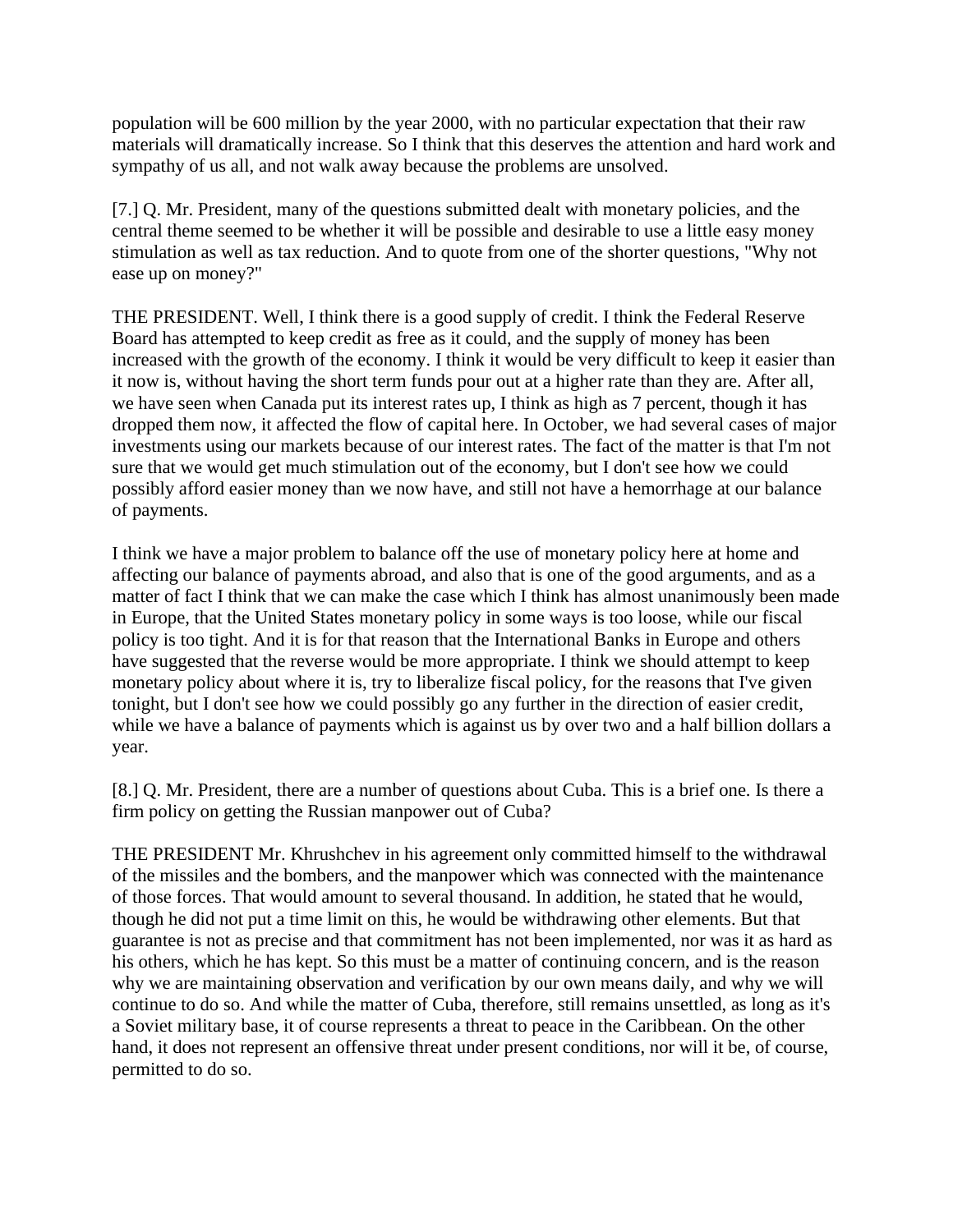population will be 600 million by the year 2000, with no particular expectation that their raw materials will dramatically increase. So I think that this deserves the attention and hard work and sympathy of us all, and not walk away because the problems are unsolved.

[7.] Q. Mr. President, many of the questions submitted dealt with monetary policies, and the central theme seemed to be whether it will be possible and desirable to use a little easy money stimulation as well as tax reduction. And to quote from one of the shorter questions, "Why not ease up on money?"

THE PRESIDENT. Well, I think there is a good supply of credit. I think the Federal Reserve Board has attempted to keep credit as free as it could, and the supply of money has been increased with the growth of the economy. I think it would be very difficult to keep it easier than it now is, without having the short term funds pour out at a higher rate than they are. After all, we have seen when Canada put its interest rates up, I think as high as 7 percent, though it has dropped them now, it affected the flow of capital here. In October, we had several cases of major investments using our markets because of our interest rates. The fact of the matter is that I'm not sure that we would get much stimulation out of the economy, but I don't see how we could possibly afford easier money than we now have, and still not have a hemorrhage at our balance of payments.

I think we have a major problem to balance off the use of monetary policy here at home and affecting our balance of payments abroad, and also that is one of the good arguments, and as a matter of fact I think that we can make the case which I think has almost unanimously been made in Europe, that the United States monetary policy in some ways is too loose, while our fiscal policy is too tight. And it is for that reason that the International Banks in Europe and others have suggested that the reverse would be more appropriate. I think we should attempt to keep monetary policy about where it is, try to liberalize fiscal policy, for the reasons that I've given tonight, but I don't see how we could possibly go any further in the direction of easier credit, while we have a balance of payments which is against us by over two and a half billion dollars a year.

[8.] Q. Mr. President, there are a number of questions about Cuba. This is a brief one. Is there a firm policy on getting the Russian manpower out of Cuba?

THE PRESIDENT Mr. Khrushchev in his agreement only committed himself to the withdrawal of the missiles and the bombers, and the manpower which was connected with the maintenance of those forces. That would amount to several thousand. In addition, he stated that he would, though he did not put a time limit on this, he would be withdrawing other elements. But that guarantee is not as precise and that commitment has not been implemented, nor was it as hard as his others, which he has kept. So this must be a matter of continuing concern, and is the reason why we are maintaining observation and verification by our own means daily, and why we will continue to do so. And while the matter of Cuba, therefore, still remains unsettled, as long as it's a Soviet military base, it of course represents a threat to peace in the Caribbean. On the other hand, it does not represent an offensive threat under present conditions, nor will it be, of course, permitted to do so.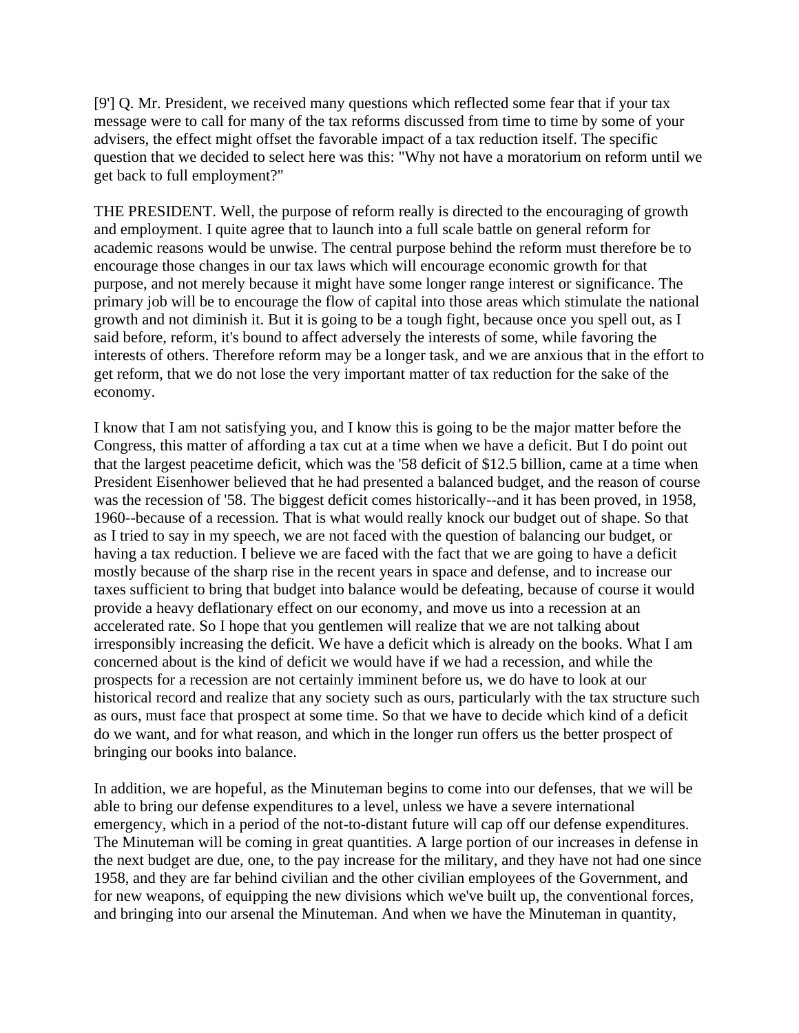[9'] Q. Mr. President, we received many questions which reflected some fear that if your tax message were to call for many of the tax reforms discussed from time to time by some of your advisers, the effect might offset the favorable impact of a tax reduction itself. The specific question that we decided to select here was this: "Why not have a moratorium on reform until we get back to full employment?"

THE PRESIDENT. Well, the purpose of reform really is directed to the encouraging of growth and employment. I quite agree that to launch into a full scale battle on general reform for academic reasons would be unwise. The central purpose behind the reform must therefore be to encourage those changes in our tax laws which will encourage economic growth for that purpose, and not merely because it might have some longer range interest or significance. The primary job will be to encourage the flow of capital into those areas which stimulate the national growth and not diminish it. But it is going to be a tough fight, because once you spell out, as I said before, reform, it's bound to affect adversely the interests of some, while favoring the interests of others. Therefore reform may be a longer task, and we are anxious that in the effort to get reform, that we do not lose the very important matter of tax reduction for the sake of the economy.

I know that I am not satisfying you, and I know this is going to be the major matter before the Congress, this matter of affording a tax cut at a time when we have a deficit. But I do point out that the largest peacetime deficit, which was the '58 deficit of $12.5 billion, came at a time when President Eisenhower believed that he had presented a balanced budget, and the reason of course was the recession of '58. The biggest deficit comes historically--and it has been proved, in 1958, 1960--because of a recession. That is what would really knock our budget out of shape. So that as I tried to say in my speech, we are not faced with the question of balancing our budget, or having a tax reduction. I believe we are faced with the fact that we are going to have a deficit mostly because of the sharp rise in the recent years in space and defense, and to increase our taxes sufficient to bring that budget into balance would be defeating, because of course it would provide a heavy deflationary effect on our economy, and move us into a recession at an accelerated rate. So I hope that you gentlemen will realize that we are not talking about irresponsibly increasing the deficit. We have a deficit which is already on the books. What I am concerned about is the kind of deficit we would have if we had a recession, and while the prospects for a recession are not certainly imminent before us, we do have to look at our historical record and realize that any society such as ours, particularly with the tax structure such as ours, must face that prospect at some time. So that we have to decide which kind of a deficit do we want, and for what reason, and which in the longer run offers us the better prospect of bringing our books into balance.

In addition, we are hopeful, as the Minuteman begins to come into our defenses, that we will be able to bring our defense expenditures to a level, unless we have a severe international emergency, which in a period of the not-to-distant future will cap off our defense expenditures. The Minuteman will be coming in great quantities. A large portion of our increases in defense in the next budget are due, one, to the pay increase for the military, and they have not had one since 1958, and they are far behind civilian and the other civilian employees of the Government, and for new weapons, of equipping the new divisions which we've built up, the conventional forces, and bringing into our arsenal the Minuteman. And when we have the Minuteman in quantity,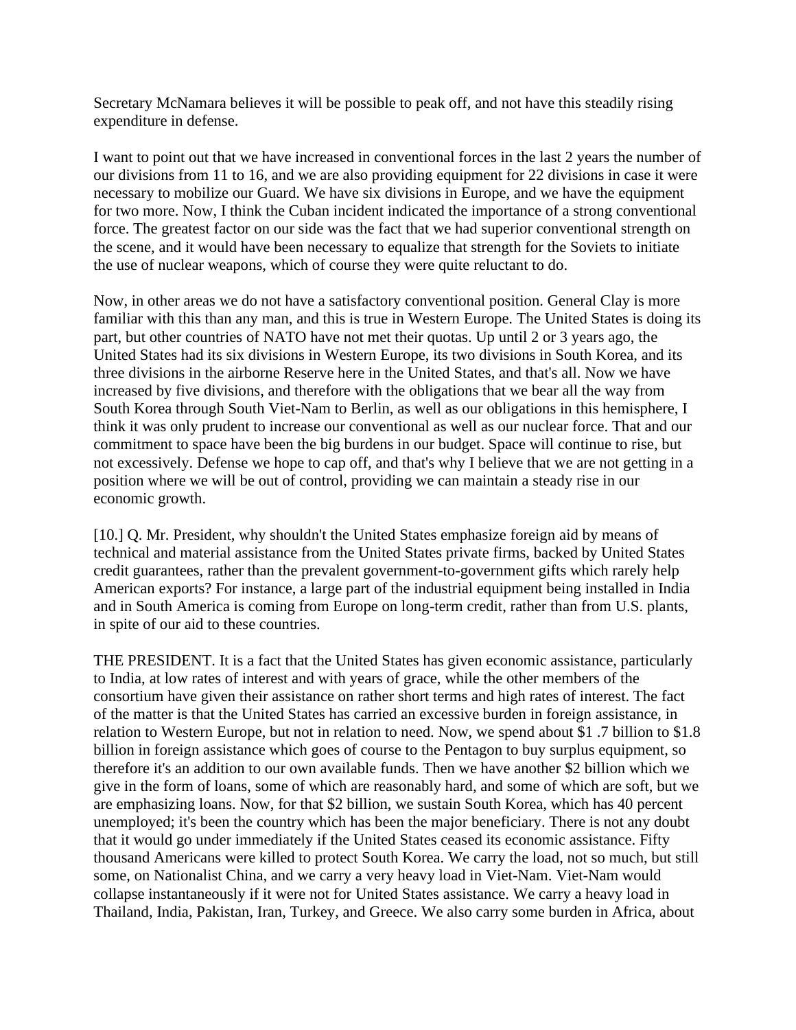Secretary McNamara believes it will be possible to peak off, and not have this steadily rising expenditure in defense.

I want to point out that we have increased in conventional forces in the last 2 years the number of our divisions from 11 to 16, and we are also providing equipment for 22 divisions in case it were necessary to mobilize our Guard. We have six divisions in Europe, and we have the equipment for two more. Now, I think the Cuban incident indicated the importance of a strong conventional force. The greatest factor on our side was the fact that we had superior conventional strength on the scene, and it would have been necessary to equalize that strength for the Soviets to initiate the use of nuclear weapons, which of course they were quite reluctant to do.

Now, in other areas we do not have a satisfactory conventional position. General Clay is more familiar with this than any man, and this is true in Western Europe. The United States is doing its part, but other countries of NATO have not met their quotas. Up until 2 or 3 years ago, the United States had its six divisions in Western Europe, its two divisions in South Korea, and its three divisions in the airborne Reserve here in the United States, and that's all. Now we have increased by five divisions, and therefore with the obligations that we bear all the way from South Korea through South Viet-Nam to Berlin, as well as our obligations in this hemisphere, I think it was only prudent to increase our conventional as well as our nuclear force. That and our commitment to space have been the big burdens in our budget. Space will continue to rise, but not excessively. Defense we hope to cap off, and that's why I believe that we are not getting in a position where we will be out of control, providing we can maintain a steady rise in our economic growth.

[10.] Q. Mr. President, why shouldn't the United States emphasize foreign aid by means of technical and material assistance from the United States private firms, backed by United States credit guarantees, rather than the prevalent government-to-government gifts which rarely help American exports? For instance, a large part of the industrial equipment being installed in India and in South America is coming from Europe on long-term credit, rather than from U.S. plants, in spite of our aid to these countries.

THE PRESIDENT. It is a fact that the United States has given economic assistance, particularly to India, at low rates of interest and with years of grace, while the other members of the consortium have given their assistance on rather short terms and high rates of interest. The fact of the matter is that the United States has carried an excessive burden in foreign assistance, in relation to Western Europe, but not in relation to need. Now, we spend about $1 .7 billion to $1.8 billion in foreign assistance which goes of course to the Pentagon to buy surplus equipment, so therefore it's an addition to our own available funds. Then we have another $2 billion which we give in the form of loans, some of which are reasonably hard, and some of which are soft, but we are emphasizing loans. Now, for that $2 billion, we sustain South Korea, which has 40 percent unemployed; it's been the country which has been the major beneficiary. There is not any doubt that it would go under immediately if the United States ceased its economic assistance. Fifty thousand Americans were killed to protect South Korea. We carry the load, not so much, but still some, on Nationalist China, and we carry a very heavy load in Viet-Nam. Viet-Nam would collapse instantaneously if it were not for United States assistance. We carry a heavy load in Thailand, India, Pakistan, Iran, Turkey, and Greece. We also carry some burden in Africa, about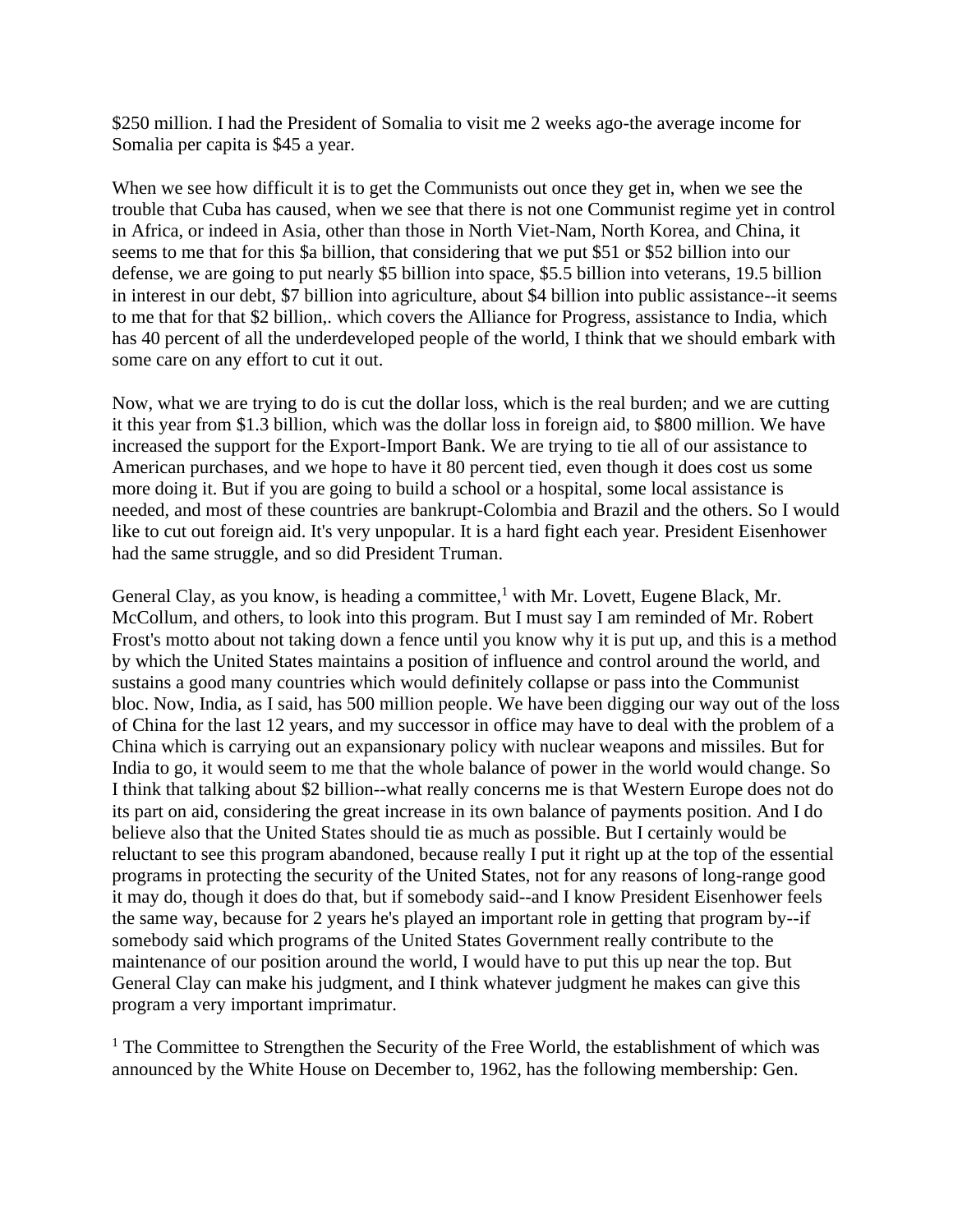$250 million. I had the President of Somalia to visit me 2 weeks ago-the average income for Somalia per capita is $45 a year.

When we see how difficult it is to get the Communists out once they get in, when we see the trouble that Cuba has caused, when we see that there is not one Communist regime yet in control in Africa, or indeed in Asia, other than those in North Viet-Nam, North Korea, and China, it seems to me that for this $a billion, that considering that we put $51 or $52 billion into our defense, we are going to put nearly $5 billion into space, $5.5 billion into veterans, 19.5 billion in interest in our debt, $7 billion into agriculture, about $4 billion into public assistance--it seems to me that for that $2 billion,. which covers the Alliance for Progress, assistance to India, which has 40 percent of all the underdeveloped people of the world, I think that we should embark with some care on any effort to cut it out.

Now, what we are trying to do is cut the dollar loss, which is the real burden; and we are cutting it this year from $1.3 billion, which was the dollar loss in foreign aid, to $800 million. We have increased the support for the Export-Import Bank. We are trying to tie all of our assistance to American purchases, and we hope to have it 80 percent tied, even though it does cost us some more doing it. But if you are going to build a school or a hospital, some local assistance is needed, and most of these countries are bankrupt-Colombia and Brazil and the others. So I would like to cut out foreign aid. It's very unpopular. It is a hard fight each year. President Eisenhower had the same struggle, and so did President Truman.

General Clay, as you know, is heading a committee,[1] with Mr. Lovett, Eugene Black, Mr. McCollum, and others, to look into this program. But I must say I am reminded of Mr. Robert Frost's motto about not taking down a fence until you know why it is put up, and this is a method by which the United States maintains a position of influence and control around the world, and sustains a good many countries which would definitely collapse or pass into the Communist bloc. Now, India, as I said, has 500 million people. We have been digging our way out of the loss of China for the last 12 years, and my successor in office may have to deal with the problem of a China which is carrying out an expansionary policy with nuclear weapons and missiles. But for India to go, it would seem to me that the whole balance of power in the world would change. So I think that talking about $2 billion--what really concerns me is that Western Europe does not do its part on aid, considering the great increase in its own balance of payments position. And I do believe also that the United States should tie as much as possible. But I certainly would be reluctant to see this program abandoned, because really I put it right up at the top of the essential programs in protecting the security of the United States, not for any reasons of long-range good it may do, though it does do that, but if somebody said--and I know President Eisenhower feels the same way, because for 2 years he's played an important role in getting that program by--if somebody said which programs of the United States Government really contribute to the maintenance of our position around the world, I would have to put this up near the top. But General Clay can make his judgment, and I think whatever judgment he makes can give this program a very important imprimatur.

[1] The Committee to Strengthen the Security of the Free World, the establishment of which was announced by the White House on December to, 1962, has the following membership: Gen.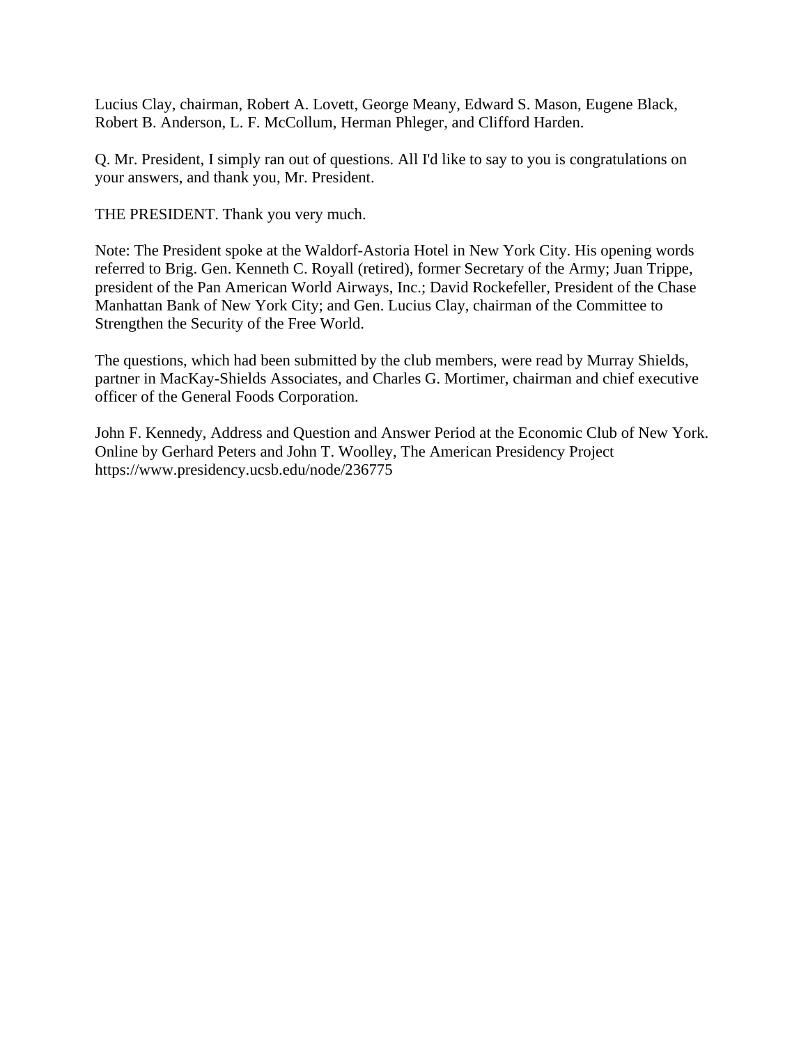Lucius Clay, chairman, Robert A. Lovett, George Meany, Edward S. Mason, Eugene Black, Robert B. Anderson, L. F. McCollum, Herman Phleger, and Clifford Harden.

Q. Mr. President, I simply ran out of questions. All I'd like to say to you is congratulations on your answers, and thank you, Mr. President.

THE PRESIDENT. Thank you very much.

Note: The President spoke at the Waldorf-Astoria Hotel in New York City. His opening words referred to Brig. Gen. Kenneth C. Royall (retired), former Secretary of the Army; Juan Trippe, president of the Pan American World Airways, Inc.; David Rockefeller, President of the Chase Manhattan Bank of New York City; and Gen. Lucius Clay, chairman of the Committee to Strengthen the Security of the Free World.

The questions, which had been submitted by the club members, were read by Murray Shields, partner in MacKay-Shields Associates, and Charles G. Mortimer, chairman and chief executive officer of the General Foods Corporation.

John F. Kennedy, Address and Question and Answer Period at the Economic Club of New York. Online by Gerhard Peters and John T. Woolley, The American Presidency Project https://www.presidency.ucsb.edu/node/236775